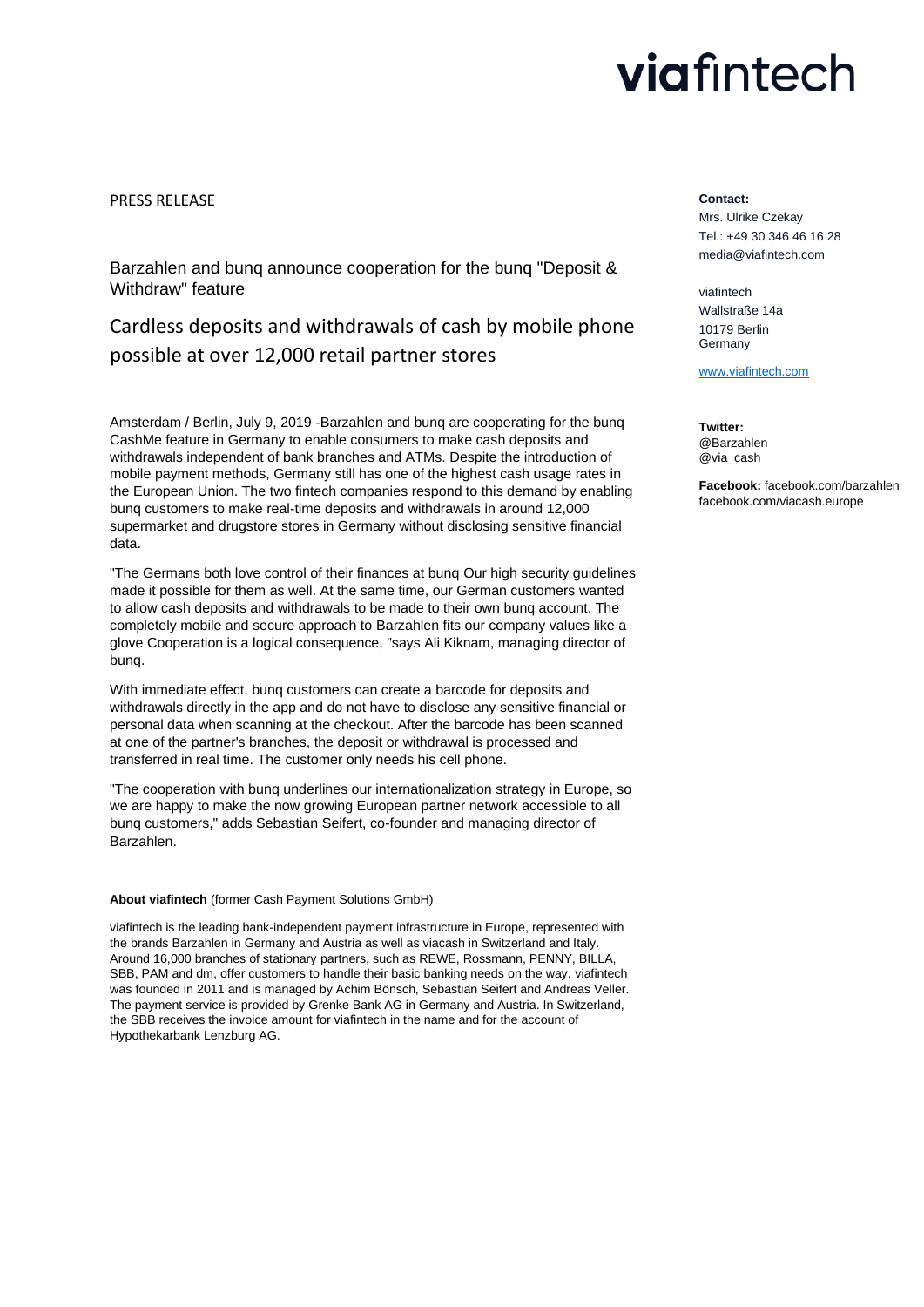# viafintech

PRESS RELEASE

## Barzahlen and bunq announce cooperation for the bunq "Deposit & Withdraw" feature

## Cardless deposits and withdrawals of cash by mobile phone possible at over 12,000 retail partner stores

Amsterdam / Berlin, July 9, 2019 -Barzahlen and bunq are cooperating for the bunq CashMe feature in Germany to enable consumers to make cash deposits and withdrawals independent of bank branches and ATMs. Despite the introduction of mobile payment methods, Germany still has one of the highest cash usage rates in the European Union. The two fintech companies respond to this demand by enabling bunq customers to make real-time deposits and withdrawals in around 12,000 supermarket and drugstore stores in Germany without disclosing sensitive financial data.

"The Germans both love control of their finances at bunq Our high security guidelines made it possible for them as well. At the same time, our German customers wanted to allow cash deposits and withdrawals to be made to their own bunq account. The completely mobile and secure approach to Barzahlen fits our company values like a glove Cooperation is a logical consequence, "says Ali Kiknam, managing director of bunq.

With immediate effect, bunq customers can create a barcode for deposits and withdrawals directly in the app and do not have to disclose any sensitive financial or personal data when scanning at the checkout. After the barcode has been scanned at one of the partner's branches, the deposit or withdrawal is processed and transferred in real time. The customer only needs his cell phone.

"The cooperation with bunq underlines our internationalization strategy in Europe, so we are happy to make the now growing European partner network accessible to all bunq customers," adds Sebastian Seifert, co-founder and managing director of Barzahlen.

**About viafintech** (former Cash Payment Solutions GmbH)

viafintech is the leading bank-independent payment infrastructure in Europe, represented with the brands Barzahlen in Germany and Austria as well as viacash in Switzerland and Italy. Around 16,000 branches of stationary partners, such as REWE, Rossmann, PENNY, BILLA, SBB, PAM and dm, offer customers to handle their basic banking needs on the way. viafintech was founded in 2011 and is managed by Achim Bönsch, Sebastian Seifert and Andreas Veller. The payment service is provided by Grenke Bank AG in Germany and Austria. In Switzerland, the SBB receives the invoice amount for viafintech in the name and for the account of Hypothekarbank Lenzburg AG.

**Contact:**
Mrs. Ulrike Czekay
Tel.: +49 30 346 46 16 28
media@viafintech.com

viafintech
Wallstraße 14a
10179 Berlin
Germany

www.viafintech.com

**Twitter:**
@Barzahlen
@via_cash

**Facebook:** facebook.com/barzahlen
facebook.com/viacash.europe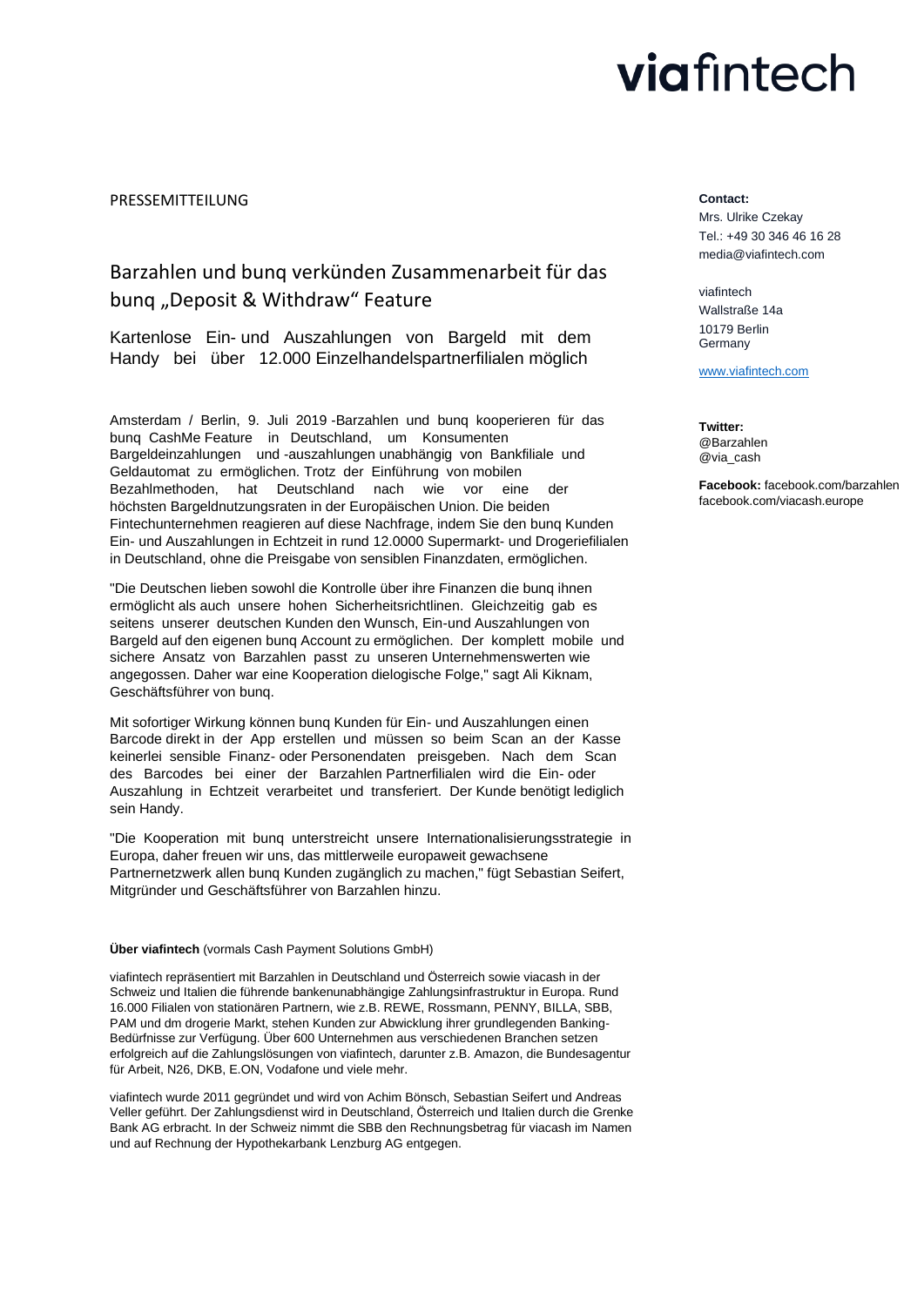viafintech

PRESSEMITTEILUNG

# Barzahlen und bunq verkünden Zusammenarbeit für das bunq „Deposit & Withdraw“ Feature

## Kartenlose Ein- und Auszahlungen von Bargeld mit dem Handy bei über 12.000 Einzelhandelspartnerfilialen möglich

Amsterdam / Berlin, 9. Juli 2019 -Barzahlen und bunq kooperieren für das bunq CashMe Feature in Deutschland, um Konsumenten Bargeldeinzahlungen und -auszahlungen unabhängig von Bankfiliale und Geldautomat zu ermöglichen. Trotz der Einführung von mobilen Bezahlmethoden, hat Deutschland nach wie vor eine der höchsten Bargeldnutzungsraten in der Europäischen Union. Die beiden Fintechunternehmen reagieren auf diese Nachfrage, indem Sie den bunq Kunden Ein- und Auszahlungen in Echtzeit in rund 12.0000 Supermarkt- und Drogeriefilialen in Deutschland, ohne die Preisgabe von sensiblen Finanzdaten, ermöglichen.

"Die Deutschen lieben sowohl die Kontrolle über ihre Finanzen die bunq ihnen ermöglicht als auch unsere hohen Sicherheitsrichtlinen. Gleichzeitig gab es seitens unserer deutschen Kunden den Wunsch, Ein-und Auszahlungen von Bargeld auf den eigenen bunq Account zu ermöglichen. Der komplett mobile und sichere Ansatz von Barzahlen passt zu unseren Unternehmenswerten wie angegossen. Daher war eine Kooperation dielogische Folge," sagt Ali Kiknam, Geschäftsführer von bunq.

Mit sofortiger Wirkung können bunq Kunden für Ein- und Auszahlungen einen Barcode direkt in der App erstellen und müssen so beim Scan an der Kasse keinerlei sensible Finanz- oder Personendaten preisgeben. Nach dem Scan des Barcodes bei einer der Barzahlen Partnerfilialen wird die Ein- oder Auszahlung in Echtzeit verarbeitet und transferiert. Der Kunde benötigt lediglich sein Handy.

"Die Kooperation mit bunq unterstreicht unsere Internationalisierungsstrategie in Europa, daher freuen wir uns, das mittlerweile europaweit gewachsene Partnernetzwerk allen bunq Kunden zugänglich zu machen," fügt Sebastian Seifert, Mitgründer und Geschäftsführer von Barzahlen hinzu.

**Über viafintech** (vormals Cash Payment Solutions GmbH)

viafintech repräsentiert mit Barzahlen in Deutschland und Österreich sowie viacash in der Schweiz und Italien die führende bankenunabhängige Zahlungsinfrastruktur in Europa. Rund 16.000 Filialen von stationären Partnern, wie z.B. REWE, Rossmann, PENNY, BILLA, SBB, PAM und dm drogerie Markt, stehen Kunden zur Abwicklung ihrer grundlegenden Banking-Bedürfnisse zur Verfügung. Über 600 Unternehmen aus verschiedenen Branchen setzen erfolgreich auf die Zahlungslösungen von viafintech, darunter z.B. Amazon, die Bundesagentur für Arbeit, N26, DKB, E.ON, Vodafone und viele mehr.

viafintech wurde 2011 gegründet und wird von Achim Bönsch, Sebastian Seifert und Andreas Veller geführt. Der Zahlungsdienst wird in Deutschland, Österreich und Italien durch die Grenke Bank AG erbracht. In der Schweiz nimmt die SBB den Rechnungsbetrag für viacash im Namen und auf Rechnung der Hypothekarbank Lenzburg AG entgegen.

**Contact:**
Mrs. Ulrike Czekay
Tel.: +49 30 346 46 16 28
media@viafintech.com

viafintech
Wallstraße 14a
10179 Berlin
Germany

www.viafintech.com

**Twitter:**
@Barzahlen
@via_cash

**Facebook:** facebook.com/barzahlen
facebook.com/viacash.europe